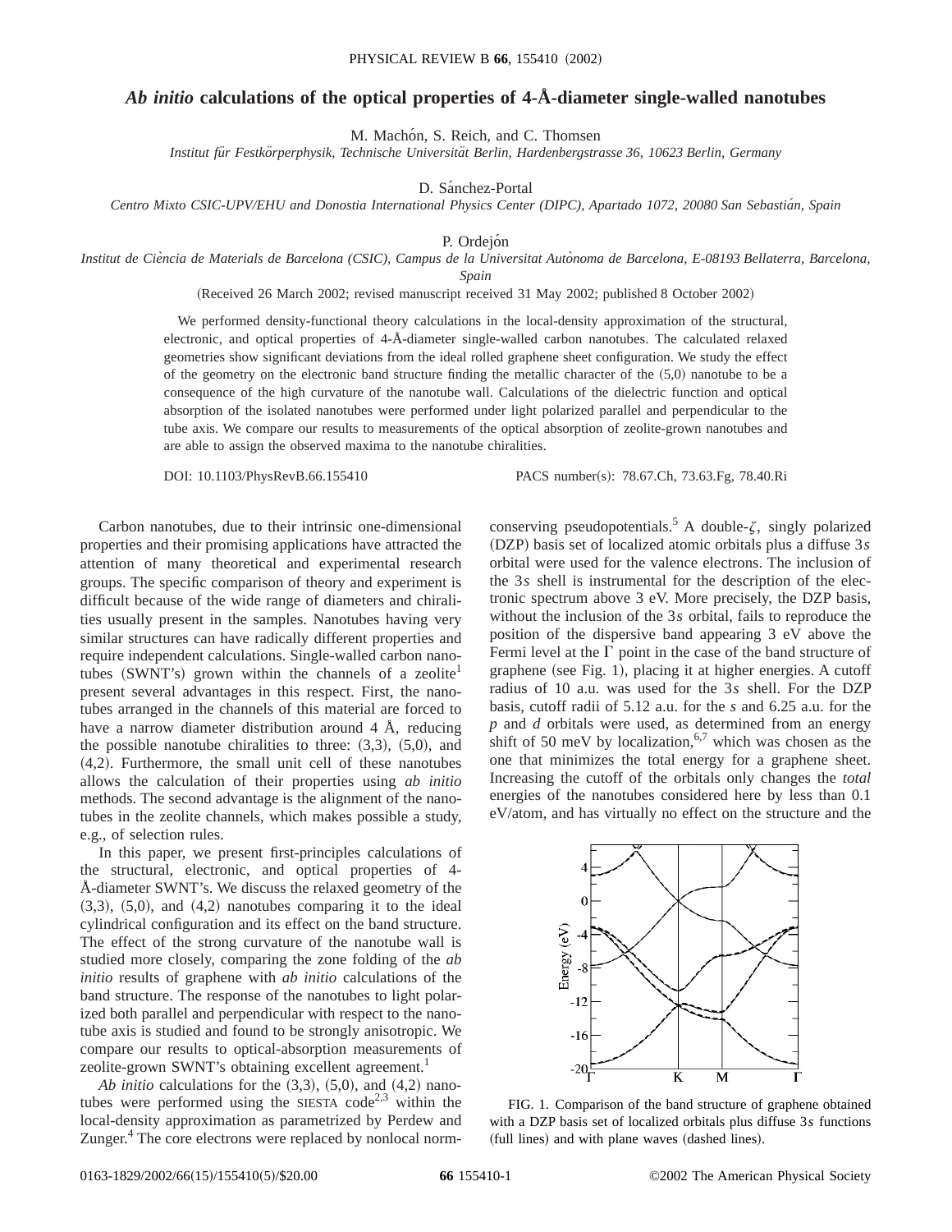# *Ab initio* calculations of the optical properties of 4-Å-diameter single-walled nanotubes

M. Machón, S. Reich, and C. Thomsen

*Institut für Festkörperphysik, Technische Universität Berlin, Hardenbergstrasse 36, 10623 Berlin, Germany*

D. Sánchez-Portal

*Centro Mixto CSIC-UPV/EHU and Donostia International Physics Center (DIPC), Apartado 1072, 20080 San Sebastián, Spain*

P. Ordejón

*Institut de Ciència de Materials de Barcelona (CSIC), Campus de la Universitat Autònoma de Barcelona, E-08193 Bellaterra, Barcelona, Spain*

(Received 26 March 2002; revised manuscript received 31 May 2002; published 8 October 2002)

We performed density-functional theory calculations in the local-density approximation of the structural, electronic, and optical properties of 4-Å-diameter single-walled carbon nanotubes. The calculated relaxed geometries show significant deviations from the ideal rolled graphene sheet configuration. We study the effect of the geometry on the electronic band structure finding the metallic character of the (5,0) nanotube to be a consequence of the high curvature of the nanotube wall. Calculations of the dielectric function and optical absorption of the isolated nanotubes were performed under light polarized parallel and perpendicular to the tube axis. We compare our results to measurements of the optical absorption of zeolite-grown nanotubes and are able to assign the observed maxima to the nanotube chiralities.

DOI: 10.1103/PhysRevB.66.155410 PACS number(s): 78.67.Ch, 73.63.Fg, 78.40.Ri

Carbon nanotubes, due to their intrinsic one-dimensional properties and their promising applications have attracted the attention of many theoretical and experimental research groups. The specific comparison of theory and experiment is difficult because of the wide range of diameters and chiralities usually present in the samples. Nanotubes having very similar structures can have radically different properties and require independent calculations. Single-walled carbon nanotubes (SWNT's) grown within the channels of a zeolite[1] present several advantages in this respect. First, the nanotubes arranged in the channels of this material are forced to have a narrow diameter distribution around 4 Å, reducing the possible nanotube chiralities to three: (3,3), (5,0), and (4,2). Furthermore, the small unit cell of these nanotubes allows the calculation of their properties using *ab initio* methods. The second advantage is the alignment of the nanotubes in the zeolite channels, which makes possible a study, e.g., of selection rules.

In this paper, we present first-principles calculations of the structural, electronic, and optical properties of 4-Å-diameter SWNT's. We discuss the relaxed geometry of the (3,3), (5,0), and (4,2) nanotubes comparing it to the ideal cylindrical configuration and its effect on the band structure. The effect of the strong curvature of the nanotube wall is studied more closely, comparing the zone folding of the *ab initio* results of graphene with *ab initio* calculations of the band structure. The response of the nanotubes to light polarized both parallel and perpendicular with respect to the nanotube axis is studied and found to be strongly anisotropic. We compare our results to optical-absorption measurements of zeolite-grown SWNT's obtaining excellent agreement.[1]

*Ab initio* calculations for the (3,3), (5,0), and (4,2) nanotubes were performed using the SIESTA code[2,3] within the local-density approximation as parametrized by Perdew and Zunger.[4] The core electrons were replaced by nonlocal norm-conserving pseudopotentials.[5] A double-$\zeta$, singly polarized (DZP) basis set of localized atomic orbitals plus a diffuse $3s$ orbital were used for the valence electrons. The inclusion of the $3s$ shell is instrumental for the description of the electronic spectrum above 3 eV. More precisely, the DZP basis, without the inclusion of the $3s$ orbital, fails to reproduce the position of the dispersive band appearing 3 eV above the Fermi level at the $\Gamma$ point in the case of the band structure of graphene (see Fig. 1), placing it at higher energies. A cutoff radius of 10 a.u. was used for the $3s$ shell. For the DZP basis, cutoff radii of 5.12 a.u. for the $s$ and 6.25 a.u. for the $p$ and $d$ orbitals were used, as determined from an energy shift of 50 meV by localization,[6,7] which was chosen as the one that minimizes the total energy for a graphene sheet. Increasing the cutoff of the orbitals only changes the *total* energies of the nanotubes considered here by less than 0.1 eV/atom, and has virtually no effect on the structure and the

FIG. 1. Comparison of the band structure of graphene obtained with a DZP basis set of localized orbitals plus diffuse $3s$ functions (full lines) and with plane waves (dashed lines).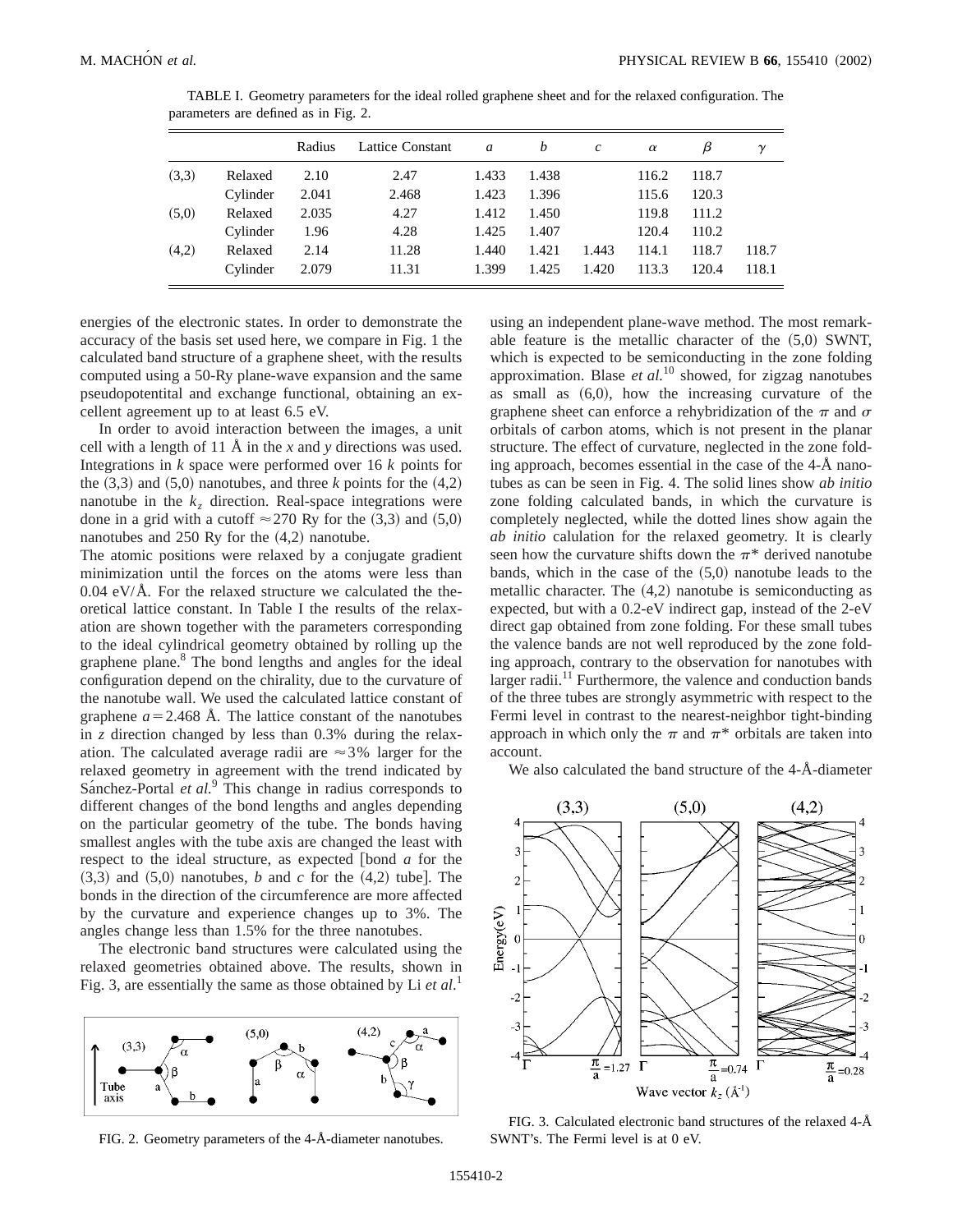TABLE I. Geometry parameters for the ideal rolled graphene sheet and for the relaxed configuration. The parameters are defined as in Fig. 2.

| | | Radius | Lattice Constant | $a$ | $b$ | $c$ | $\alpha$ | $\beta$ | $\gamma$ |
|---|---|---|---|---|---|---|---|---|---|
| (3,3) | Relaxed | 2.10 | 2.47 | 1.433 | 1.438 | | 116.2 | 118.7 | |
| | Cylinder | 2.041 | 2.468 | 1.423 | 1.396 | | 115.6 | 120.3 | |
| (5,0) | Relaxed | 2.035 | 4.27 | 1.412 | 1.450 | | 119.8 | 111.2 | |
| | Cylinder | 1.96 | 4.28 | 1.425 | 1.407 | | 120.4 | 110.2 | |
| (4,2) | Relaxed | 2.14 | 11.28 | 1.440 | 1.421 | 1.443 | 114.1 | 118.7 | 118.7 |
| | Cylinder | 2.079 | 11.31 | 1.399 | 1.425 | 1.420 | 113.3 | 120.4 | 118.1 |

energies of the electronic states. In order to demonstrate the accuracy of the basis set used here, we compare in Fig. 1 the calculated band structure of a graphene sheet, with the results computed using a 50-Ry plane-wave expansion and the same pseudopotentital and exchange functional, obtaining an excellent agreement up to at least 6.5 eV.

In order to avoid interaction between the images, a unit cell with a length of 11 Å in the $x$ and $y$ directions was used. Integrations in $k$ space were performed over 16 $k$ points for the (3,3) and (5,0) nanotubes, and three $k$ points for the (4,2) nanotube in the $k_z$ direction. Real-space integrations were done in a grid with a cutoff $\approx 270$ Ry for the (3,3) and (5,0) nanotubes and 250 Ry for the (4,2) nanotube.

The atomic positions were relaxed by a conjugate gradient minimization until the forces on the atoms were less than 0.04 eV/Å. For the relaxed structure we calculated the theoretical lattice constant. In Table I the results of the relaxation are shown together with the parameters corresponding to the ideal cylindrical geometry obtained by rolling up the graphene plane.[8] The bond lengths and angles for the ideal configuration depend on the chirality, due to the curvature of the nanotube wall. We used the calculated lattice constant of graphene $a = 2.468$ Å. The lattice constant of the nanotubes in $z$ direction changed by less than 0.3% during the relaxation. The calculated average radii are $\approx 3\%$ larger for the relaxed geometry in agreement with the trend indicated by Sánchez-Portal *et al.*[9] This change in radius corresponds to different changes of the bond lengths and angles depending on the particular geometry of the tube. The bonds having smallest angles with the tube axis are changed the least with respect to the ideal structure, as expected [bond $a$ for the (3,3) and (5,0) nanotubes, $b$ and $c$ for the (4,2) tube]. The bonds in the direction of the circumference are more affected by the curvature and experience changes up to 3%. The angles change less than 1.5% for the three nanotubes.

The electronic band structures were calculated using the relaxed geometries obtained above. The results, shown in Fig. 3, are essentially the same as those obtained by Li *et al.*[1] using an independent plane-wave method. The most remarkable feature is the metallic character of the (5,0) SWNT, which is expected to be semiconducting in the zone folding approximation. Blase *et al.*[10] showed, for zigzag nanotubes as small as (6,0), how the increasing curvature of the graphene sheet can enforce a rehybridization of the $\pi$ and $\sigma$ orbitals of carbon atoms, which is not present in the planar structure. The effect of curvature, neglected in the zone folding approach, becomes essential in the case of the 4-Å nanotubes as can be seen in Fig. 4. The solid lines show *ab initio* zone folding calculated bands, in which the curvature is completely neglected, while the dotted lines show again the *ab initio* calulation for the relaxed geometry. It is clearly seen how the curvature shifts down the $\pi^*$ derived nanotube bands, which in the case of the (5,0) nanotube leads to the metallic character. The (4,2) nanotube is semiconducting as expected, but with a 0.2-eV indirect gap, instead of the 2-eV direct gap obtained from zone folding. For these small tubes the valence bands are not well reproduced by the zone folding approach, contrary to the observation for nanotubes with larger radii.[11] Furthermore, the valence and conduction bands of the three tubes are strongly asymmetric with respect to the Fermi level in contrast to the nearest-neighbor tight-binding approach in which only the $\pi$ and $\pi^*$ orbitals are taken into account.

We also calculated the band structure of the 4-Å-diameter

FIG. 2. Geometry parameters of the 4-Å-diameter nanotubes.

FIG. 3. Calculated electronic band structures of the relaxed 4-Å SWNT's. The Fermi level is at 0 eV.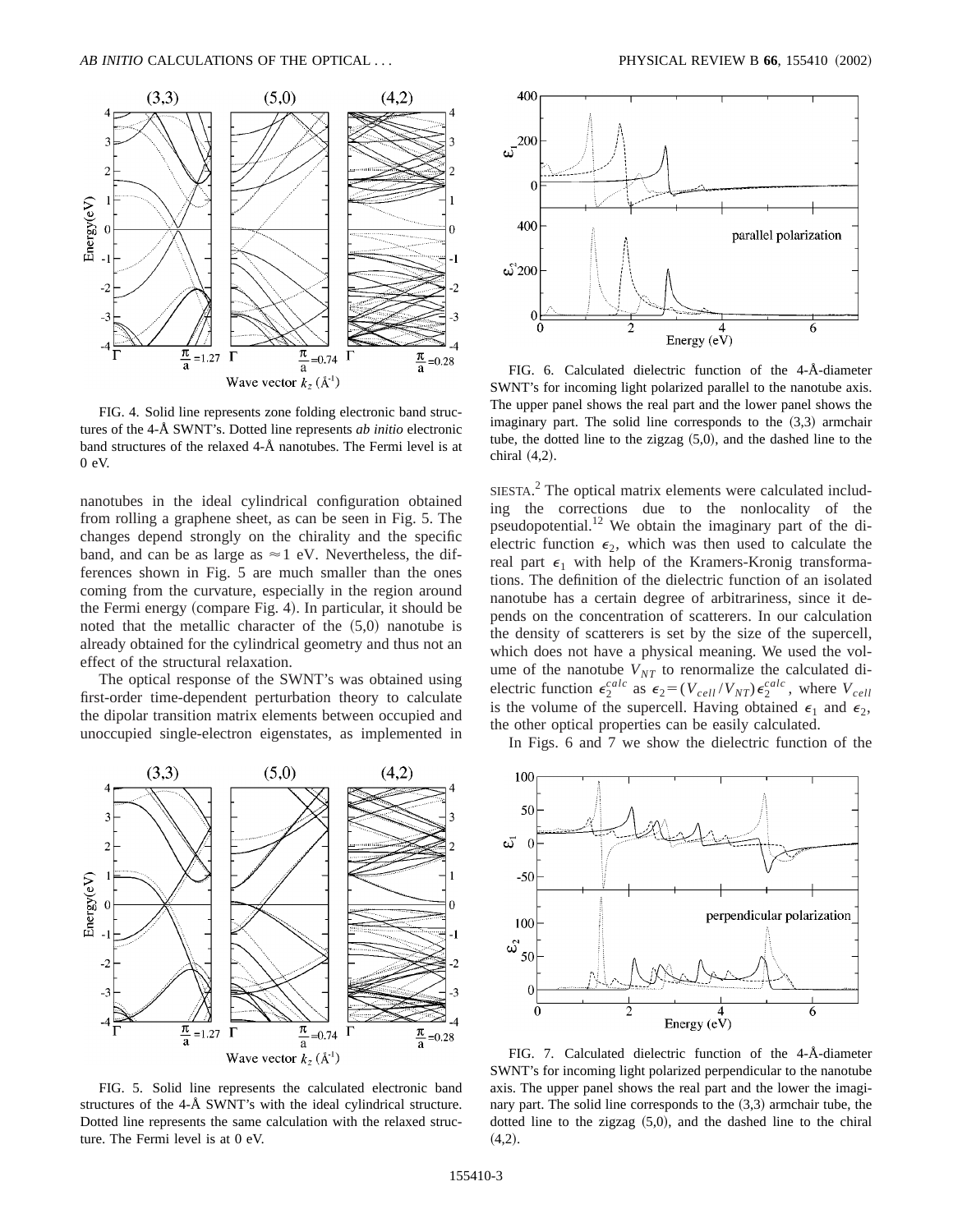FIG. 4. Solid line represents zone folding electronic band structures of the 4-Å SWNT's. Dotted line represents *ab initio* electronic band structures of the relaxed 4-Å nanotubes. The Fermi level is at 0 eV.

nanotubes in the ideal cylindrical configuration obtained from rolling a graphene sheet, as can be seen in Fig. 5. The changes depend strongly on the chirality and the specific band, and can be as large as $\approx 1$ eV. Nevertheless, the differences shown in Fig. 5 are much smaller than the ones coming from the curvature, especially in the region around the Fermi energy (compare Fig. 4). In particular, it should be noted that the metallic character of the (5,0) nanotube is already obtained for the cylindrical geometry and thus not an effect of the structural relaxation.

The optical response of the SWNT's was obtained using first-order time-dependent perturbation theory to calculate the dipolar transition matrix elements between occupied and unoccupied single-electron eigenstates, as implemented in SIESTA.[2] The optical matrix elements were calculated including the corrections due to the nonlocality of the pseudopotential.[12] We obtain the imaginary part of the dielectric function $\epsilon_2$, which was then used to calculate the real part $\epsilon_1$ with help of the Kramers-Kronig transformations. The definition of the dielectric function of an isolated nanotube has a certain degree of arbitrariness, since it depends on the concentration of scatterers. In our calculation the density of scatterers is set by the size of the supercell, which does not have a physical meaning. We used the volume of the nanotube $V_{NT}$ to renormalize the calculated dielectric function $\epsilon_2^{calc}$ as $\epsilon_2 = (V_{cell}/V_{NT})\epsilon_2^{calc}$, where $V_{cell}$ is the volume of the supercell. Having obtained $\epsilon_1$ and $\epsilon_2$, the other optical properties can be easily calculated.

In Figs. 6 and 7 we show the dielectric function of the

FIG. 5. Solid line represents the calculated electronic band structures of the 4-Å SWNT's with the ideal cylindrical structure. Dotted line represents the same calculation with the relaxed structure. The Fermi level is at 0 eV.

FIG. 6. Calculated dielectric function of the 4-Å-diameter SWNT's for incoming light polarized parallel to the nanotube axis. The upper panel shows the real part and the lower panel shows the imaginary part. The solid line corresponds to the (3,3) armchair tube, the dotted line to the zigzag (5,0), and the dashed line to the chiral (4,2).

FIG. 7. Calculated dielectric function of the 4-Å-diameter SWNT's for incoming light polarized perpendicular to the nanotube axis. The upper panel shows the real part and the lower the imaginary part. The solid line corresponds to the (3,3) armchair tube, the dotted line to the zigzag (5,0), and the dashed line to the chiral (4,2).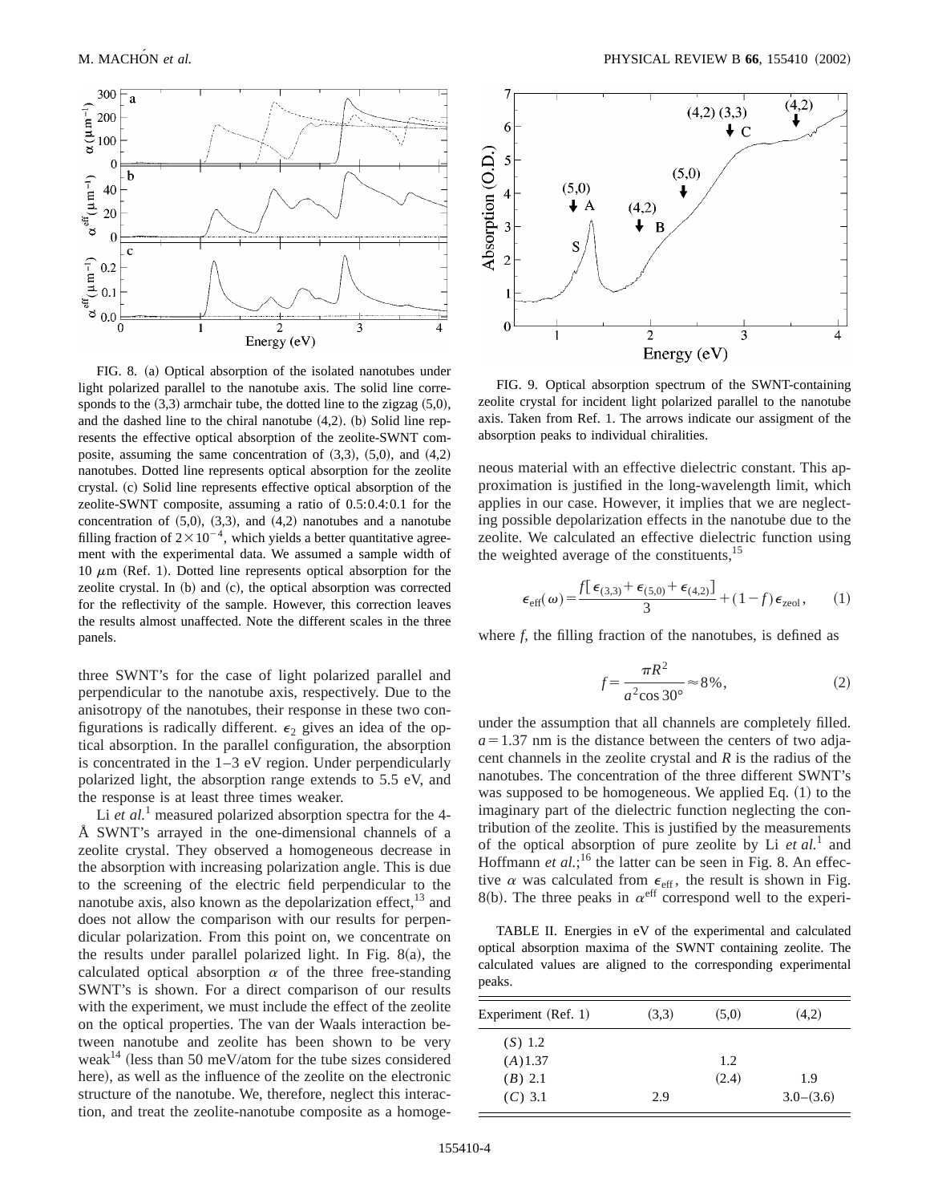FIG. 8. (a) Optical absorption of the isolated nanotubes under light polarized parallel to the nanotube axis. The solid line corresponds to the (3,3) armchair tube, the dotted line to the zigzag (5,0), and the dashed line to the chiral nanotube (4,2). (b) Solid line represents the effective optical absorption of the zeolite-SWNT composite, assuming the same concentration of (3,3), (5,0), and (4,2) nanotubes. Dotted line represents optical absorption for the zeolite crystal. (c) Solid line represents effective optical absorption of the zeolite-SWNT composite, assuming a ratio of 0.5:0.4:0.1 for the concentration of (5,0), (3,3), and (4,2) nanotubes and a nanotube filling fraction of $2\times10^{-4}$, which yields a better quantitative agreement with the experimental data. We assumed a sample width of 10 $\mu$m (Ref. 1). Dotted line represents optical absorption for the zeolite crystal. In (b) and (c), the optical absorption was corrected for the reflectivity of the sample. However, this correction leaves the results almost unaffected. Note the different scales in the three panels.

three SWNT's for the case of light polarized parallel and perpendicular to the nanotube axis, respectively. Due to the anisotropy of the nanotubes, their response in these two configurations is radically different. $\epsilon_2$ gives an idea of the optical absorption. In the parallel configuration, the absorption is concentrated in the 1–3 eV region. Under perpendicularly polarized light, the absorption range extends to 5.5 eV, and the response is at least three times weaker.

Li *et al.*[1] measured polarized absorption spectra for the 4-Å SWNT's arrayed in the one-dimensional channels of a zeolite crystal. They observed a homogeneous decrease in the absorption with increasing polarization angle. This is due to the screening of the electric field perpendicular to the nanotube axis, also known as the depolarization effect,[13] and does not allow the comparison with our results for perpendicular polarization. From this point on, we concentrate on the results under parallel polarized light. In Fig. 8(a), the calculated optical absorption $\alpha$ of the three free-standing SWNT's is shown. For a direct comparison of our results with the experiment, we must include the effect of the zeolite on the optical properties. The van der Waals interaction between nanotube and zeolite has been shown to be very weak[14] (less than 50 meV/atom for the tube sizes considered here), as well as the influence of the zeolite on the electronic structure of the nanotube. We, therefore, neglect this interaction, and treat the zeolite-nanotube composite as a homogeneous material with an effective dielectric constant. This approximation is justified in the long-wavelength limit, which applies in our case. However, it implies that we are neglecting possible depolarization effects in the nanotube due to the zeolite. We calculated an effective dielectric function using the weighted average of the constituents,[15]

FIG. 9. Optical absorption spectrum of the SWNT-containing zeolite crystal for incident light polarized parallel to the nanotube axis. Taken from Ref. 1. The arrows indicate our assigment of the absorption peaks to individual chiralities.

$$\epsilon_{\text{eff}}(\omega)=\frac{f[\epsilon_{(3,3)}+\epsilon_{(5,0)}+\epsilon_{(4,2)}]}{3}+(1-f)\epsilon_{\text{zeol}}, \qquad (1)$$

where *f*, the filling fraction of the nanotubes, is defined as

$$f=\frac{\pi R^2}{a^2\cos 30°}\approx 8\%, \qquad (2)$$

under the assumption that all channels are completely filled. $a=1.37$ nm is the distance between the centers of two adjacent channels in the zeolite crystal and $R$ is the radius of the nanotubes. The concentration of the three different SWNT's was supposed to be homogeneous. We applied Eq. (1) to the imaginary part of the dielectric function neglecting the contribution of the zeolite. This is justified by the measurements of the optical absorption of pure zeolite by Li *et al.*[1] and Hoffmann *et al.*;[16] the latter can be seen in Fig. 8. An effective $\alpha$ was calculated from $\epsilon_{\text{eff}}$, the result is shown in Fig. 8(b). The three peaks in $\alpha^{\text{eff}}$ correspond well to the experi-

TABLE II. Energies in eV of the experimental and calculated optical absorption maxima of the SWNT containing zeolite. The calculated values are aligned to the corresponding experimental peaks.

| Experiment (Ref. 1) | (3,3) | (5,0) | (4,2) |
|---|---|---|---|
| (*S*) 1.2 | | | |
| (*A*) 1.37 | | 1.2 | |
| (*B*) 2.1 | | (2.4) | 1.9 |
| (*C*) 3.1 | 2.9 | | 3.0–(3.6) |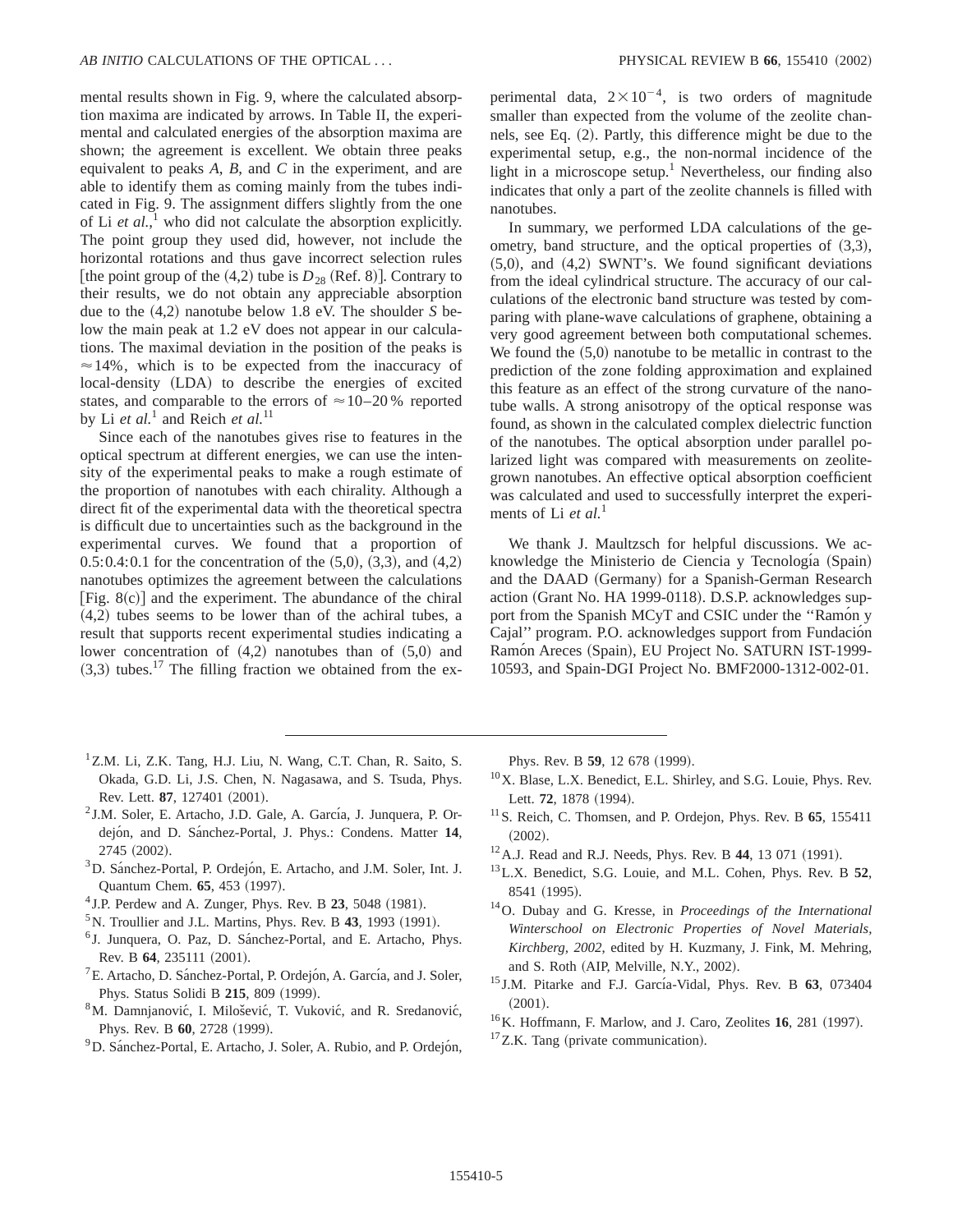mental results shown in Fig. 9, where the calculated absorption maxima are indicated by arrows. In Table II, the experimental and calculated energies of the absorption maxima are shown; the agreement is excellent. We obtain three peaks equivalent to peaks *A*, *B*, and *C* in the experiment, and are able to identify them as coming mainly from the tubes indicated in Fig. 9. The assignment differs slightly from the one of Li *et al.*,[1] who did not calculate the absorption explicitly. The point group they used did, however, not include the horizontal rotations and thus gave incorrect selection rules [the point group of the (4,2) tube is $D_{28}$ (Ref. 8)]. Contrary to their results, we do not obtain any appreciable absorption due to the (4,2) nanotube below 1.8 eV. The shoulder *S* below the main peak at 1.2 eV does not appear in our calculations. The maximal deviation in the position of the peaks is $\approx 14\%$, which is to be expected from the inaccuracy of local-density (LDA) to describe the energies of excited states, and comparable to the errors of $\approx 10$–$20\,\%$ reported by Li *et al.*[1] and Reich *et al.*[11]

Since each of the nanotubes gives rise to features in the optical spectrum at different energies, we can use the intensity of the experimental peaks to make a rough estimate of the proportion of nanotubes with each chirality. Although a direct fit of the experimental data with the theoretical spectra is difficult due to uncertainties such as the background in the experimental curves. We found that a proportion of 0.5:0.4:0.1 for the concentration of the (5,0), (3,3), and (4,2) nanotubes optimizes the agreement between the calculations [Fig. 8(c)] and the experiment. The abundance of the chiral (4,2) tubes seems to be lower than of the achiral tubes, a result that supports recent experimental studies indicating a lower concentration of (4,2) nanotubes than of (5,0) and (3,3) tubes.[17] The filling fraction we obtained from the experimental data, $2\times10^{-4}$, is two orders of magnitude smaller than expected from the volume of the zeolite channels, see Eq. (2). Partly, this difference might be due to the experimental setup, e.g., the non-normal incidence of the light in a microscope setup.[1] Nevertheless, our finding also indicates that only a part of the zeolite channels is filled with nanotubes.

In summary, we performed LDA calculations of the geometry, band structure, and the optical properties of (3,3), (5,0), and (4,2) SWNT's. We found significant deviations from the ideal cylindrical structure. The accuracy of our calculations of the electronic band structure was tested by comparing with plane-wave calculations of graphene, obtaining a very good agreement between both computational schemes. We found the (5,0) nanotube to be metallic in contrast to the prediction of the zone folding approximation and explained this feature as an effect of the strong curvature of the nanotube walls. A strong anisotropy of the optical response was found, as shown in the calculated complex dielectric function of the nanotubes. The optical absorption under parallel polarized light was compared with measurements on zeolite-grown nanotubes. An effective optical absorption coefficient was calculated and used to successfully interpret the experiments of Li *et al.*[1]

We thank J. Maultzsch for helpful discussions. We acknowledge the Ministerio de Ciencia y Tecnología (Spain) and the DAAD (Germany) for a Spanish-German Research action (Grant No. HA 1999-0118). D.S.P. acknowledges support from the Spanish MCyT and CSIC under the "Ramón y Cajal" program. P.O. acknowledges support from Fundación Ramón Areces (Spain), EU Project No. SATURN IST-1999-10593, and Spain-DGI Project No. BMF2000-1312-002-01.

---

[1] Z.M. Li, Z.K. Tang, H.J. Liu, N. Wang, C.T. Chan, R. Saito, S. Okada, G.D. Li, J.S. Chen, N. Nagasawa, and S. Tsuda, Phys. Rev. Lett. **87**, 127401 (2001).

[2] J.M. Soler, E. Artacho, J.D. Gale, A. García, J. Junquera, P. Ordejón, and D. Sánchez-Portal, J. Phys.: Condens. Matter **14**, 2745 (2002).

[3] D. Sánchez-Portal, P. Ordejón, E. Artacho, and J.M. Soler, Int. J. Quantum Chem. **65**, 453 (1997).

[4] J.P. Perdew and A. Zunger, Phys. Rev. B **23**, 5048 (1981).

[5] N. Troullier and J.L. Martins, Phys. Rev. B **43**, 1993 (1991).

[6] J. Junquera, O. Paz, D. Sánchez-Portal, and E. Artacho, Phys. Rev. B **64**, 235111 (2001).

[7] E. Artacho, D. Sánchez-Portal, P. Ordejón, A. García, and J. Soler, Phys. Status Solidi B **215**, 809 (1999).

[8] M. Damnjanović, I. Milošević, T. Vuković, and R. Sredanović, Phys. Rev. B **60**, 2728 (1999).

[9] D. Sánchez-Portal, E. Artacho, J. Soler, A. Rubio, and P. Ordejón, Phys. Rev. B **59**, 12 678 (1999).

[10] X. Blase, L.X. Benedict, E.L. Shirley, and S.G. Louie, Phys. Rev. Lett. **72**, 1878 (1994).

[11] S. Reich, C. Thomsen, and P. Ordejon, Phys. Rev. B **65**, 155411 (2002).

[12] A.J. Read and R.J. Needs, Phys. Rev. B **44**, 13 071 (1991).

[13] L.X. Benedict, S.G. Louie, and M.L. Cohen, Phys. Rev. B **52**, 8541 (1995).

[14] O. Dubay and G. Kresse, in *Proceedings of the International Winterschool on Electronic Properties of Novel Materials, Kirchberg, 2002*, edited by H. Kuzmany, J. Fink, M. Mehring, and S. Roth (AIP, Melville, N.Y., 2002).

[15] J.M. Pitarke and F.J. García-Vidal, Phys. Rev. B **63**, 073404 (2001).

[16] K. Hoffmann, F. Marlow, and J. Caro, Zeolites **16**, 281 (1997).

[17] Z.K. Tang (private communication).